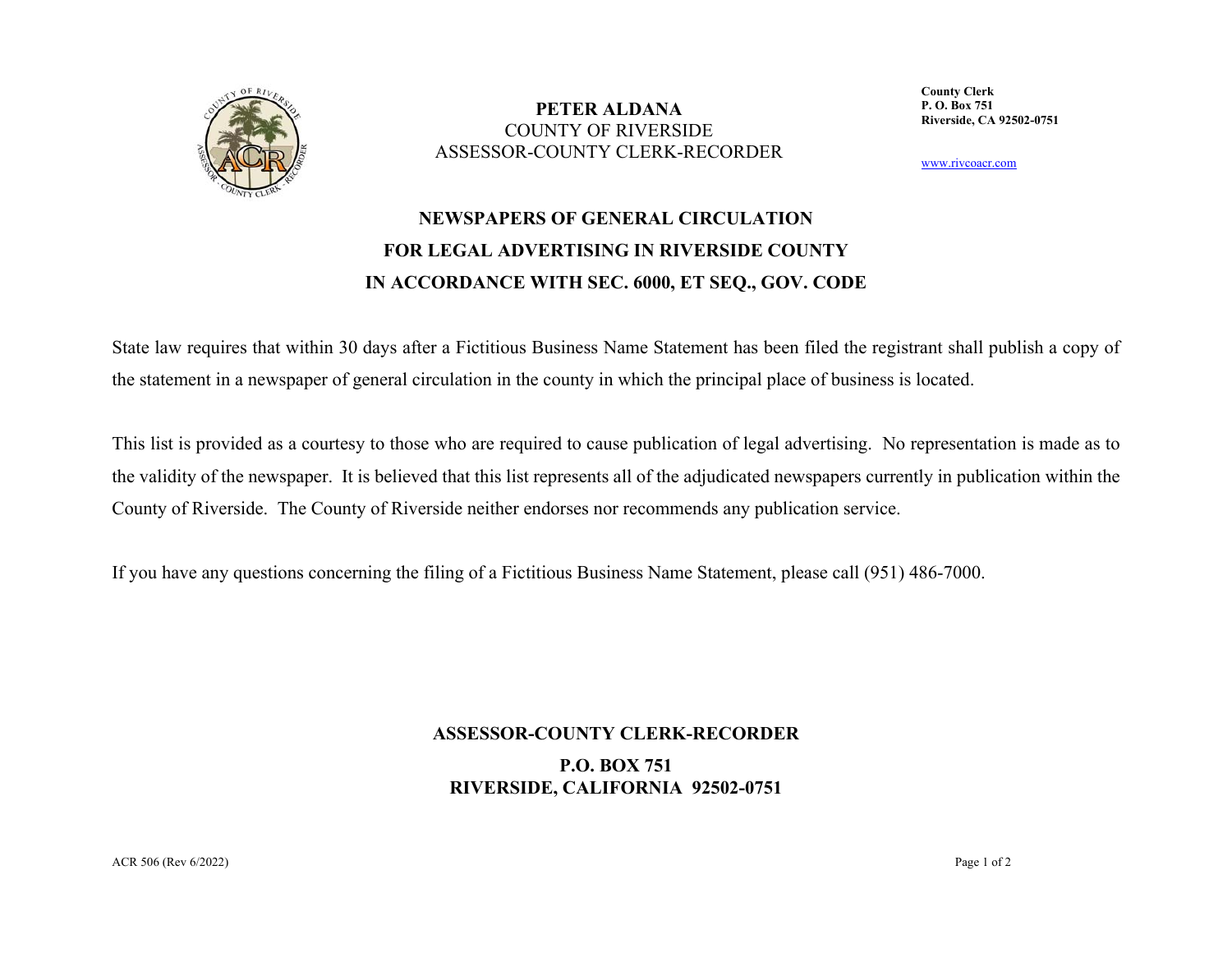**PETER ALDANA**
COUNTY OF RIVERSIDE
ASSESSOR-COUNTY CLERK-RECORDER

**County Clerk**
**P. O. Box 751**
**Riverside, CA 92502-0751**

www.rivcoacr.com

# NEWSPAPERS OF GENERAL CIRCULATION FOR LEGAL ADVERTISING IN RIVERSIDE COUNTY IN ACCORDANCE WITH SEC. 6000, ET SEQ., GOV. CODE

State law requires that within 30 days after a Fictitious Business Name Statement has been filed the registrant shall publish a copy of the statement in a newspaper of general circulation in the county in which the principal place of business is located.

This list is provided as a courtesy to those who are required to cause publication of legal advertising. No representation is made as to the validity of the newspaper. It is believed that this list represents all of the adjudicated newspapers currently in publication within the County of Riverside. The County of Riverside neither endorses nor recommends any publication service.

If you have any questions concerning the filing of a Fictitious Business Name Statement, please call (951) 486-7000.

**ASSESSOR-COUNTY CLERK-RECORDER**

**P.O. BOX 751**
**RIVERSIDE, CALIFORNIA 92502-0751**

ACR 506 (Rev 6/2022)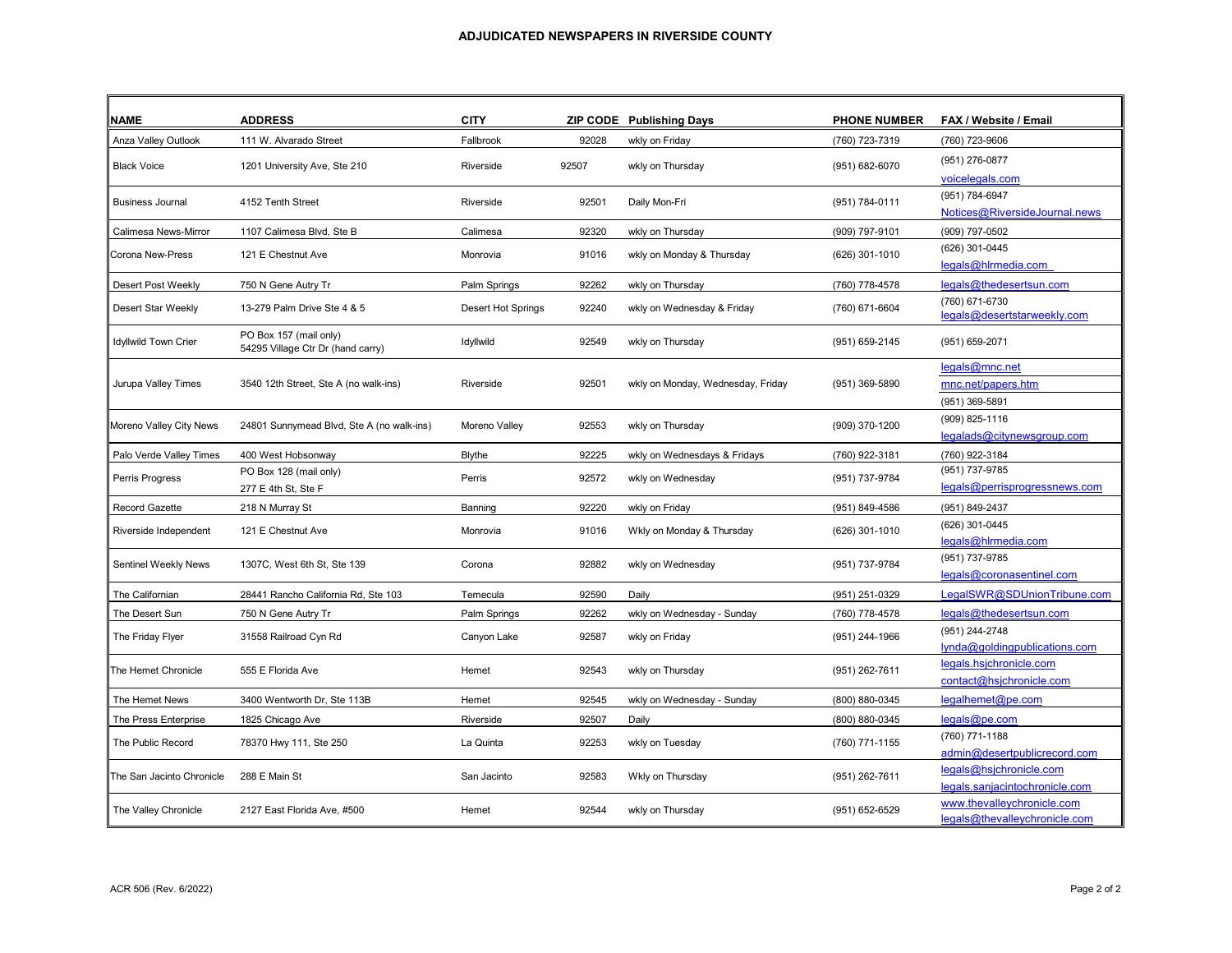## ADJUDICATED NEWSPAPERS IN RIVERSIDE COUNTY

| NAME | ADDRESS | CITY | ZIP CODE | Publishing Days | PHONE NUMBER | FAX / Website / Email |
|---|---|---|---|---|---|---|
| Anza Valley Outlook | 111 W. Alvarado Street | Fallbrook | 92028 | wkly on Friday | (760) 723-7319 | (760) 723-9606 |
| Black Voice | 1201 University Ave, Ste 210 | Riverside | 92507 | wkly on Thursday | (951) 682-6070 | (951) 276-0877<br>voicelegals.com |
| Business Journal | 4152 Tenth Street | Riverside | 92501 | Daily Mon-Fri | (951) 784-0111 | (951) 784-6947<br>Notices@RiversideJournal.news |
| Calimesa News-Mirror | 1107 Calimesa Blvd, Ste B | Calimesa | 92320 | wkly on Thursday | (909) 797-9101 | (909) 797-0502 |
| Corona New-Press | 121 E Chestnut Ave | Monrovia | 91016 | wkly on Monday & Thursday | (626) 301-1010 | (626) 301-0445<br>legals@hlrmedia.com |
| Desert Post Weekly | 750 N Gene Autry Tr | Palm Springs | 92262 | wkly on Thursday | (760) 778-4578 | legals@thedesertsun.com |
| Desert Star Weekly | 13-279 Palm Drive Ste 4 & 5 | Desert Hot Springs | 92240 | wkly on Wednesday & Friday | (760) 671-6604 | (760) 671-6730<br>legals@desertstarweekly.com |
| Idyllwild Town Crier | PO Box 157 (mail only)<br>54295 Village Ctr Dr (hand carry) | Idyllwild | 92549 | wkly on Thursday | (951) 659-2145 | (951) 659-2071 |
| Jurupa Valley Times | 3540 12th Street, Ste A (no walk-ins) | Riverside | 92501 | wkly on Monday, Wednesday, Friday | (951) 369-5890 | legals@mnc.net<br>mnc.net/papers.htm<br>(951) 369-5891 |
| Moreno Valley City News | 24801 Sunnymead Blvd, Ste A (no walk-ins) | Moreno Valley | 92553 | wkly on Thursday | (909) 370-1200 | (909) 825-1116<br>legalads@citynewsgroup.com |
| Palo Verde Valley Times | 400 West Hobsonway | Blythe | 92225 | wkly on Wednesdays & Fridays | (760) 922-3181 | (760) 922-3184 |
| Perris Progress | PO Box 128 (mail only)<br>277 E 4th St, Ste F | Perris | 92572 | wkly on Wednesday | (951) 737-9784 | (951) 737-9785<br>legals@perrisprogressnews.com |
| Record Gazette | 218 N Murray St | Banning | 92220 | wkly on Friday | (951) 849-4586 | (951) 849-2437 |
| Riverside Independent | 121 E Chestnut Ave | Monrovia | 91016 | Wkly on Monday & Thursday | (626) 301-1010 | (626) 301-0445<br>legals@hlrmedia.com |
| Sentinel Weekly News | 1307C, West 6th St, Ste 139 | Corona | 92882 | wkly on Wednesday | (951) 737-9784 | (951) 737-9785<br>legals@coronasentinel.com |
| The Californian | 28441 Rancho California Rd, Ste 103 | Temecula | 92590 | Daily | (951) 251-0329 | LegalSWR@SDUnionTribune.com |
| The Desert Sun | 750 N Gene Autry Tr | Palm Springs | 92262 | wkly on Wednesday - Sunday | (760) 778-4578 | legals@thedesertsun.com |
| The Friday Flyer | 31558 Railroad Cyn Rd | Canyon Lake | 92587 | wkly on Friday | (951) 244-1966 | (951) 244-2748<br>lynda@goldingpublications.com |
| The Hemet Chronicle | 555 E Florida Ave | Hemet | 92543 | wkly on Thursday | (951) 262-7611 | legals.hsjchronicle.com<br>contact@hsjchronicle.com |
| The Hemet News | 3400 Wentworth Dr, Ste 113B | Hemet | 92545 | wkly on Wednesday - Sunday | (800) 880-0345 | legalhemet@pe.com |
| The Press Enterprise | 1825 Chicago Ave | Riverside | 92507 | Daily | (800) 880-0345 | legals@pe.com |
| The Public Record | 78370 Hwy 111, Ste 250 | La Quinta | 92253 | wkly on Tuesday | (760) 771-1155 | (760) 771-1188<br>admin@desertpublicrecord.com |
| The San Jacinto Chronicle | 288 E Main St | San Jacinto | 92583 | Wkly on Thursday | (951) 262-7611 | legals@hsjchronicle.com<br>legals.sanjacintochronicle.com |
| The Valley Chronicle | 2127 East Florida Ave, #500 | Hemet | 92544 | wkly on Thursday | (951) 652-6529 | www.thevalleychronicle.com<br>legals@thevalleychronicle.com |

ACR 506 (Rev. 6/2022)